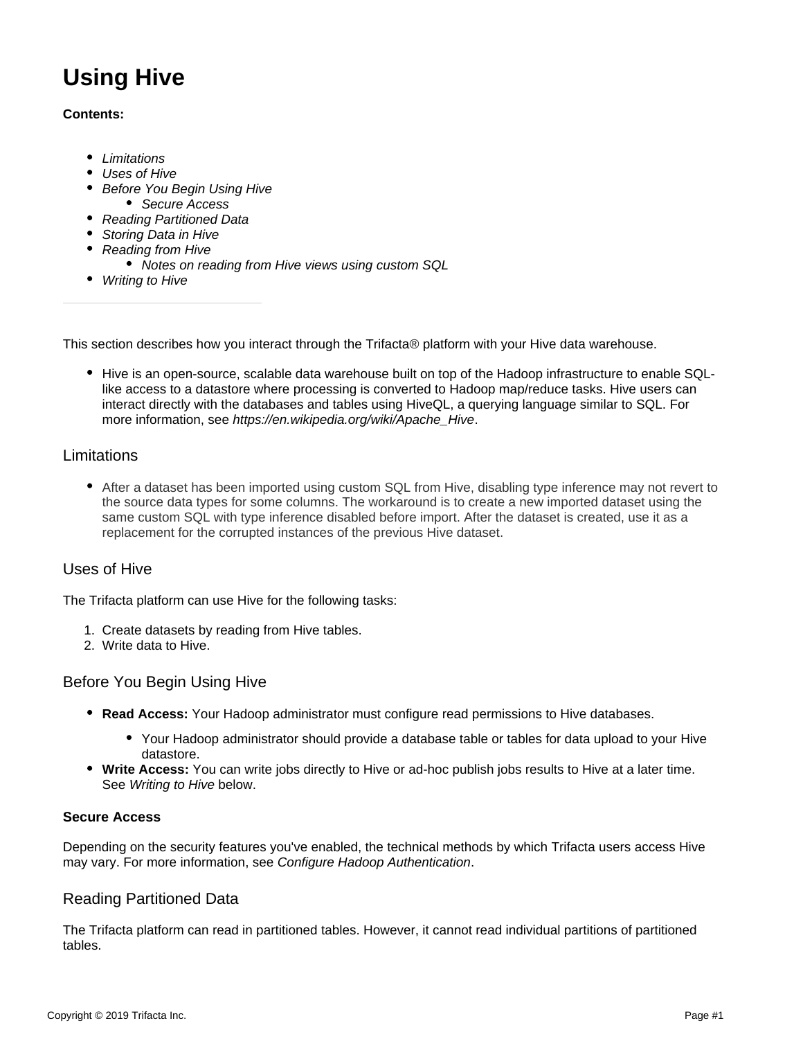# Using Hive

**Contents:**

- *Limitations*
- *Uses of Hive*
- *Before You Begin Using Hive*
  - *Secure Access*
- *Reading Partitioned Data*
- *Storing Data in Hive*
- *Reading from Hive*
  - *Notes on reading from Hive views using custom SQL*
- *Writing to Hive*

---

This section describes how you interact through the Trifacta® platform with your Hive data warehouse.

- Hive is an open-source, scalable data warehouse built on top of the Hadoop infrastructure to enable SQL-like access to a datastore where processing is converted to Hadoop map/reduce tasks. Hive users can interact directly with the databases and tables using HiveQL, a querying language similar to SQL. For more information, see *https://en.wikipedia.org/wiki/Apache_Hive*.

## Limitations

- After a dataset has been imported using custom SQL from Hive, disabling type inference may not revert to the source data types for some columns. The workaround is to create a new imported dataset using the same custom SQL with type inference disabled before import. After the dataset is created, use it as a replacement for the corrupted instances of the previous Hive dataset.

## Uses of Hive

The Trifacta platform can use Hive for the following tasks:

1. Create datasets by reading from Hive tables.
2. Write data to Hive.

## Before You Begin Using Hive

- **Read Access:** Your Hadoop administrator must configure read permissions to Hive databases.
  - Your Hadoop administrator should provide a database table or tables for data upload to your Hive datastore.
- **Write Access:** You can write jobs directly to Hive or ad-hoc publish jobs results to Hive at a later time. See *Writing to Hive* below.

### Secure Access

Depending on the security features you've enabled, the technical methods by which Trifacta users access Hive may vary. For more information, see *Configure Hadoop Authentication*.

## Reading Partitioned Data

The Trifacta platform can read in partitioned tables. However, it cannot read individual partitions of partitioned tables.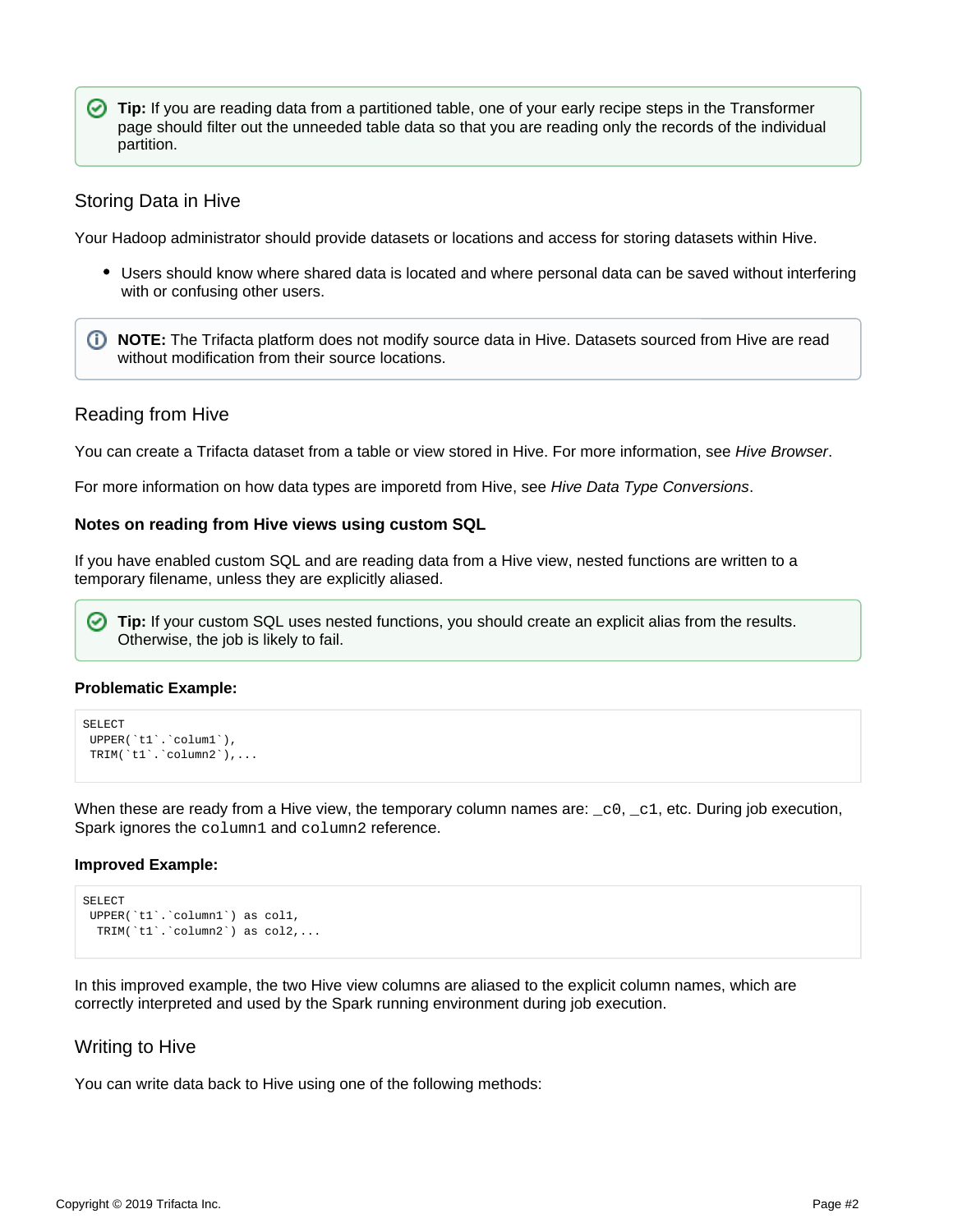**Tip:** If you are reading data from a partitioned table, one of your early recipe steps in the Transformer page should filter out the unneeded table data so that you are reading only the records of the individual partition.

## Storing Data in Hive

Your Hadoop administrator should provide datasets or locations and access for storing datasets within Hive.

- Users should know where shared data is located and where personal data can be saved without interfering with or confusing other users.

**NOTE:** The Trifacta platform does not modify source data in Hive. Datasets sourced from Hive are read without modification from their source locations.

## Reading from Hive

You can create a Trifacta dataset from a table or view stored in Hive. For more information, see *Hive Browser*.

For more information on how data types are imporetd from Hive, see *Hive Data Type Conversions*.

### Notes on reading from Hive views using custom SQL

If you have enabled custom SQL and are reading data from a Hive view, nested functions are written to a temporary filename, unless they are explicitly aliased.

**Tip:** If your custom SQL uses nested functions, you should create an explicit alias from the results. Otherwise, the job is likely to fail.

**Problematic Example:**

```
SELECT
 UPPER(`t1`.`colum1`),
 TRIM(`t1`.`column2`),...
```

When these are ready from a Hive view, the temporary column names are: `_c0`, `_c1`, etc. During job execution, Spark ignores the `column1` and `column2` reference.

**Improved Example:**

```
SELECT
 UPPER(`t1`.`column1`) as col1,
  TRIM(`t1`.`column2`) as col2,...
```

In this improved example, the two Hive view columns are aliased to the explicit column names, which are correctly interpreted and used by the Spark running environment during job execution.

## Writing to Hive

You can write data back to Hive using one of the following methods: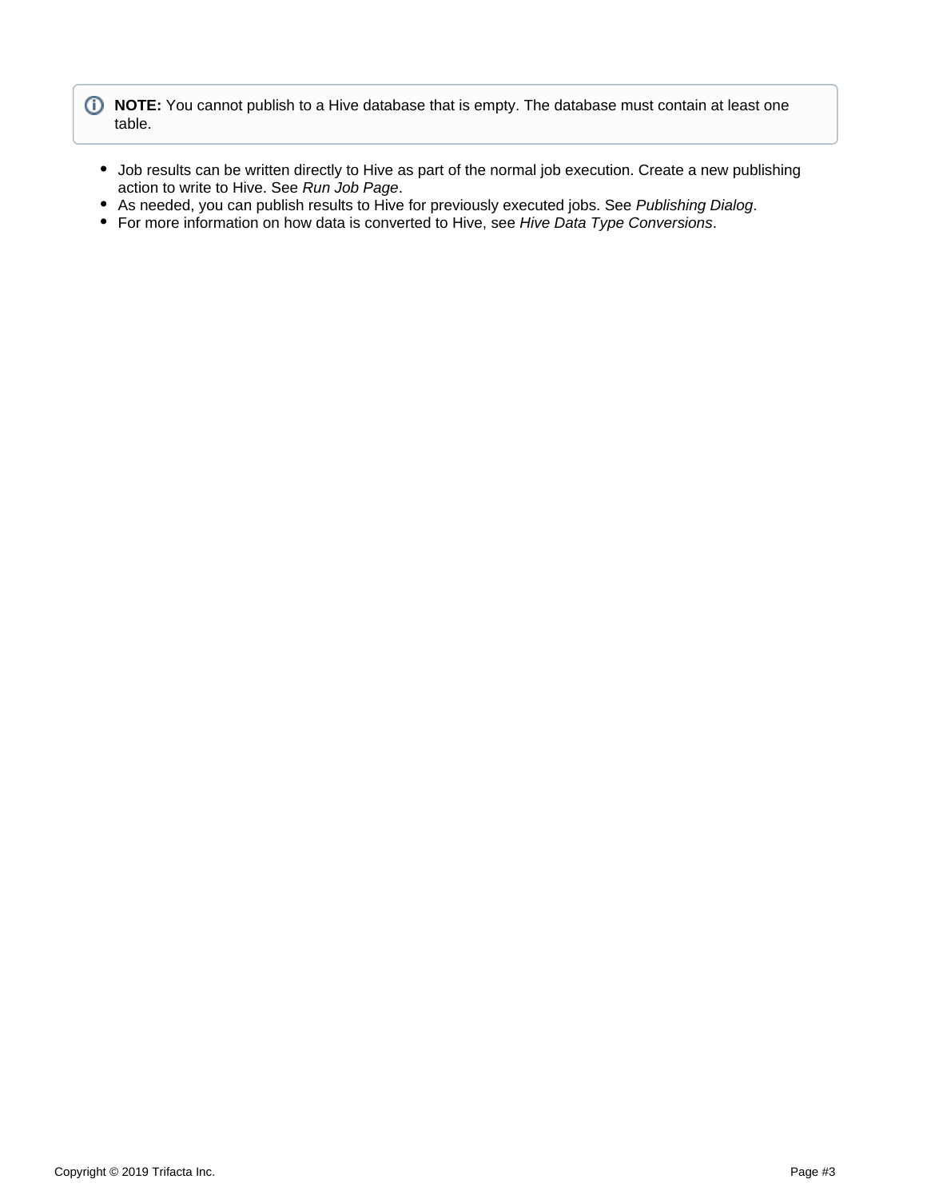> **NOTE:** You cannot publish to a Hive database that is empty. The database must contain at least one table.

- Job results can be written directly to Hive as part of the normal job execution. Create a new publishing action to write to Hive. See *Run Job Page*.
- As needed, you can publish results to Hive for previously executed jobs. See *Publishing Dialog*.
- For more information on how data is converted to Hive, see *Hive Data Type Conversions*.